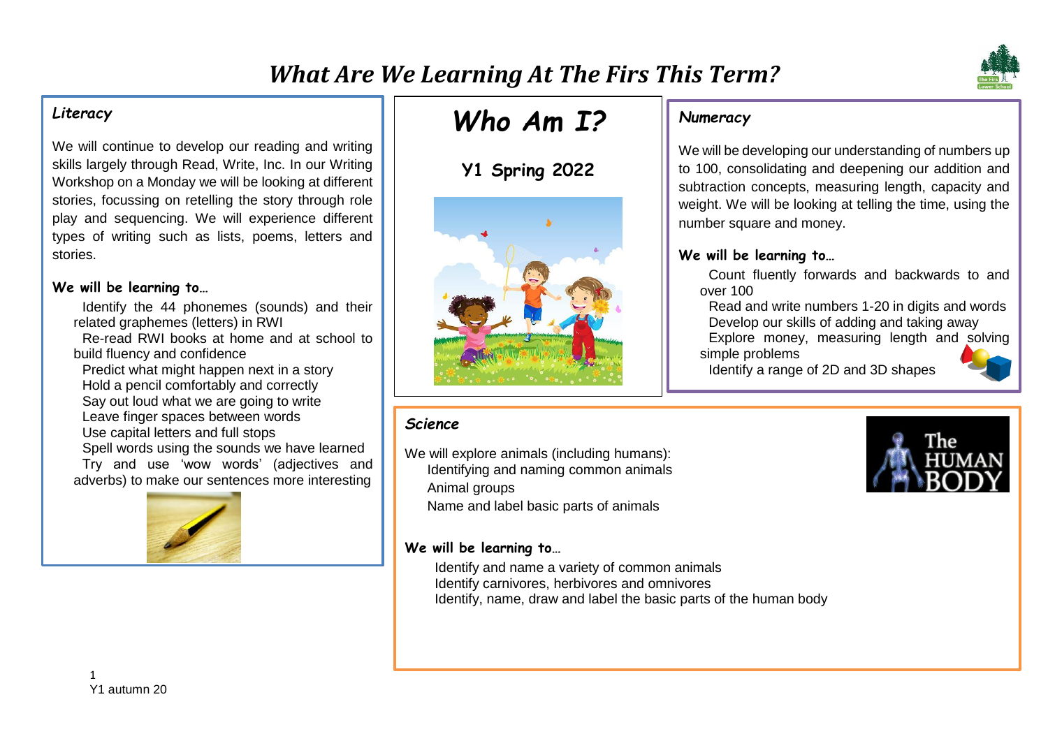# *What Are We Learning At The Firs This Term?*

## *Who Am I?*

### Y1 Spring 2022

### *Literacy*

We will continue to develop our reading and writing skills largely through Read, Write, Inc. In our Writing Workshop on a Monday we will be looking at different stories, focussing on retelling the story through role play and sequencing. We will experience different types of writing such as lists, poems, letters and stories.

**We will be learning to…**

- Identify the 44 phonemes (sounds) and their related graphemes (letters) in RWI
- Re-read RWI books at home and at school to build fluency and confidence
- Predict what might happen next in a story
- Hold a pencil comfortably and correctly
- Say out loud what we are going to write
- Leave finger spaces between words
- Use capital letters and full stops
- Spell words using the sounds we have learned
- Try and use 'wow words' (adjectives and adverbs) to make our sentences more interesting

### *Numeracy*

We will be developing our understanding of numbers up to 100, consolidating and deepening our addition and subtraction concepts, measuring length, capacity and weight. We will be looking at telling the time, using the number square and money.

**We will be learning to…**

- Count fluently forwards and backwards to and over 100
- Read and write numbers 1-20 in digits and words
- Develop our skills of adding and taking away
- Explore money, measuring length and solving simple problems
- Identify a range of 2D and 3D shapes

### *Science*

We will explore animals (including humans):

- Identifying and naming common animals
- Animal groups
- Name and label basic parts of animals

**We will be learning to…**

- Identify and name a variety of common animals
- Identify carnivores, herbivores and omnivores
- Identify, name, draw and label the basic parts of the human body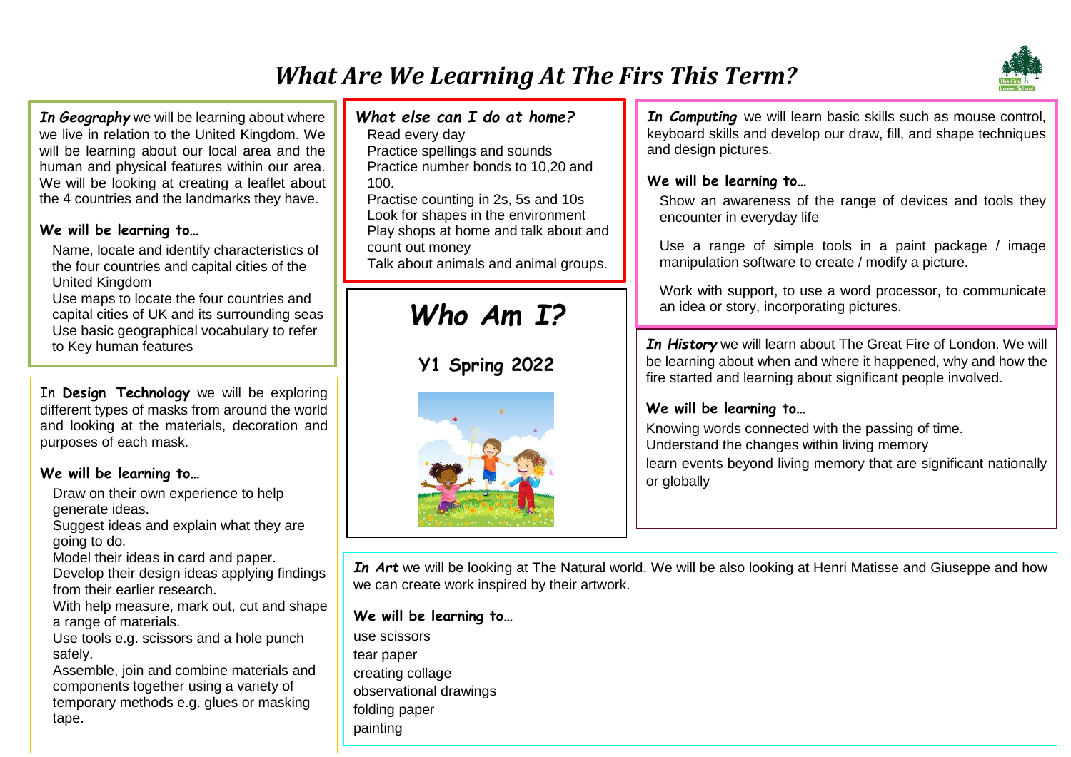# *What Are We Learning At The Firs This Term?*

***In Geography*** we will be learning about where we live in relation to the United Kingdom. We will be learning about our local area and the human and physical features within our area. We will be looking at creating a leaflet about the 4 countries and the landmarks they have.

**We will be learning to…**

- Name, locate and identify characteristics of the four countries and capital cities of the United Kingdom
- Use maps to locate the four countries and capital cities of UK and its surrounding seas
- Use basic geographical vocabulary to refer to Key human features

In **Design Technology** we will be exploring different types of masks from around the world and looking at the materials, decoration and purposes of each mask.

**We will be learning to…**

- Draw on their own experience to help generate ideas.
- Suggest ideas and explain what they are going to do.
- Model their ideas in card and paper.
- Develop their design ideas applying findings from their earlier research.
- With help measure, mark out, cut and shape a range of materials.
- Use tools e.g. scissors and a hole punch safely.
- Assemble, join and combine materials and components together using a variety of temporary methods e.g. glues or masking tape.

***What else can I do at home?***

- Read every day
- Practice spellings and sounds
- Practice number bonds to 10,20 and 100.
- Practise counting in 2s, 5s and 10s
- Look for shapes in the environment
- Play shops at home and talk about and count out money
- Talk about animals and animal groups.

## *Who Am I?*

**Y1 Spring 2022**

***In Computing*** we will learn basic skills such as mouse control, keyboard skills and develop our draw, fill, and shape techniques and design pictures.

**We will be learning to…**

- Show an awareness of the range of devices and tools they encounter in everyday life
- Use a range of simple tools in a paint package / image manipulation software to create / modify a picture.
- Work with support, to use a word processor, to communicate an idea or story, incorporating pictures.

***In History*** we will learn about The Great Fire of London. We will be learning about when and where it happened, why and how the fire started and learning about significant people involved.

**We will be learning to…**

- Knowing words connected with the passing of time.
- Understand the changes within living memory
- learn events beyond living memory that are significant nationally or globally

***In Art*** we will be looking at The Natural world. We will be also looking at Henri Matisse and Giuseppe and how we can create work inspired by their artwork.

**We will be learning to…**

- use scissors
- tear paper
- creating collage
- observational drawings
- folding paper
- painting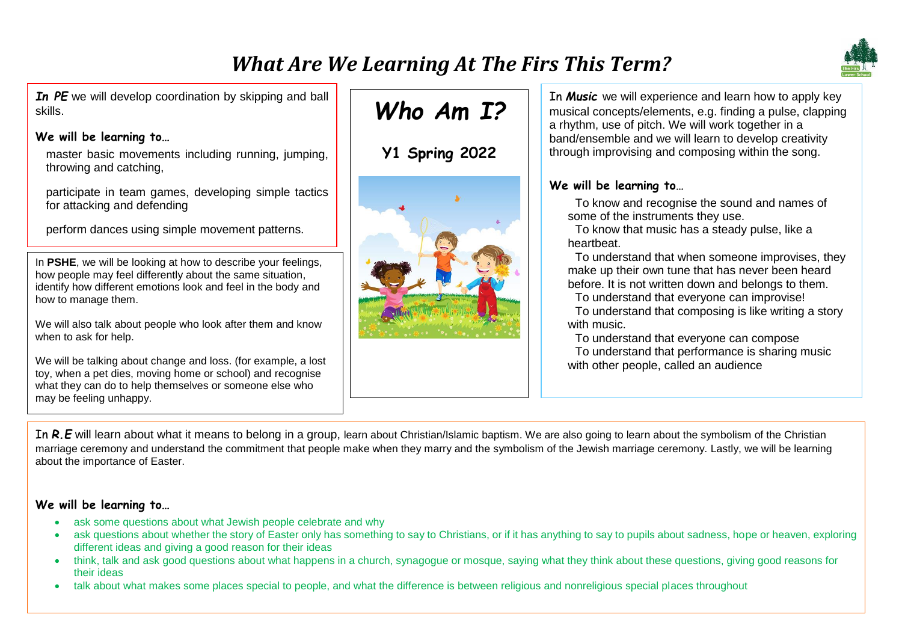# *What Are We Learning At The Firs This Term?*

***In PE*** we will develop coordination by skipping and ball skills.

**We will be learning to…**

master basic movements including running, jumping, throwing and catching,

participate in team games, developing simple tactics for attacking and defending

perform dances using simple movement patterns.

In **PSHE**, we will be looking at how to describe your feelings, how people may feel differently about the same situation, identify how different emotions look and feel in the body and how to manage them.

We will also talk about people who look after them and know when to ask for help.

We will be talking about change and loss. (for example, a lost toy, when a pet dies, moving home or school) and recognise what they can do to help themselves or someone else who may be feeling unhappy.

## *Who Am I?*

### Y1 Spring 2022

In ***Music*** we will experience and learn how to apply key musical concepts/elements, e.g. finding a pulse, clapping a rhythm, use of pitch. We will work together in a band/ensemble and we will learn to develop creativity through improvising and composing within the song.

**We will be learning to…**

To know and recognise the sound and names of some of the instruments they use.

To know that music has a steady pulse, like a heartbeat.

To understand that when someone improvises, they make up their own tune that has never been heard before. It is not written down and belongs to them.

To understand that everyone can improvise!

To understand that composing is like writing a story with music.

To understand that everyone can compose

To understand that performance is sharing music with other people, called an audience

In ***R.E*** will learn about what it means to belong in a group, learn about Christian/Islamic baptism. We are also going to learn about the symbolism of the Christian marriage ceremony and understand the commitment that people make when they marry and the symbolism of the Jewish marriage ceremony. Lastly, we will be learning about the importance of Easter.

**We will be learning to…**

- ask some questions about what Jewish people celebrate and why
- ask questions about whether the story of Easter only has something to say to Christians, or if it has anything to say to pupils about sadness, hope or heaven, exploring different ideas and giving a good reason for their ideas
- think, talk and ask good questions about what happens in a church, synagogue or mosque, saying what they think about these questions, giving good reasons for their ideas
- talk about what makes some places special to people, and what the difference is between religious and nonreligious special places throughout